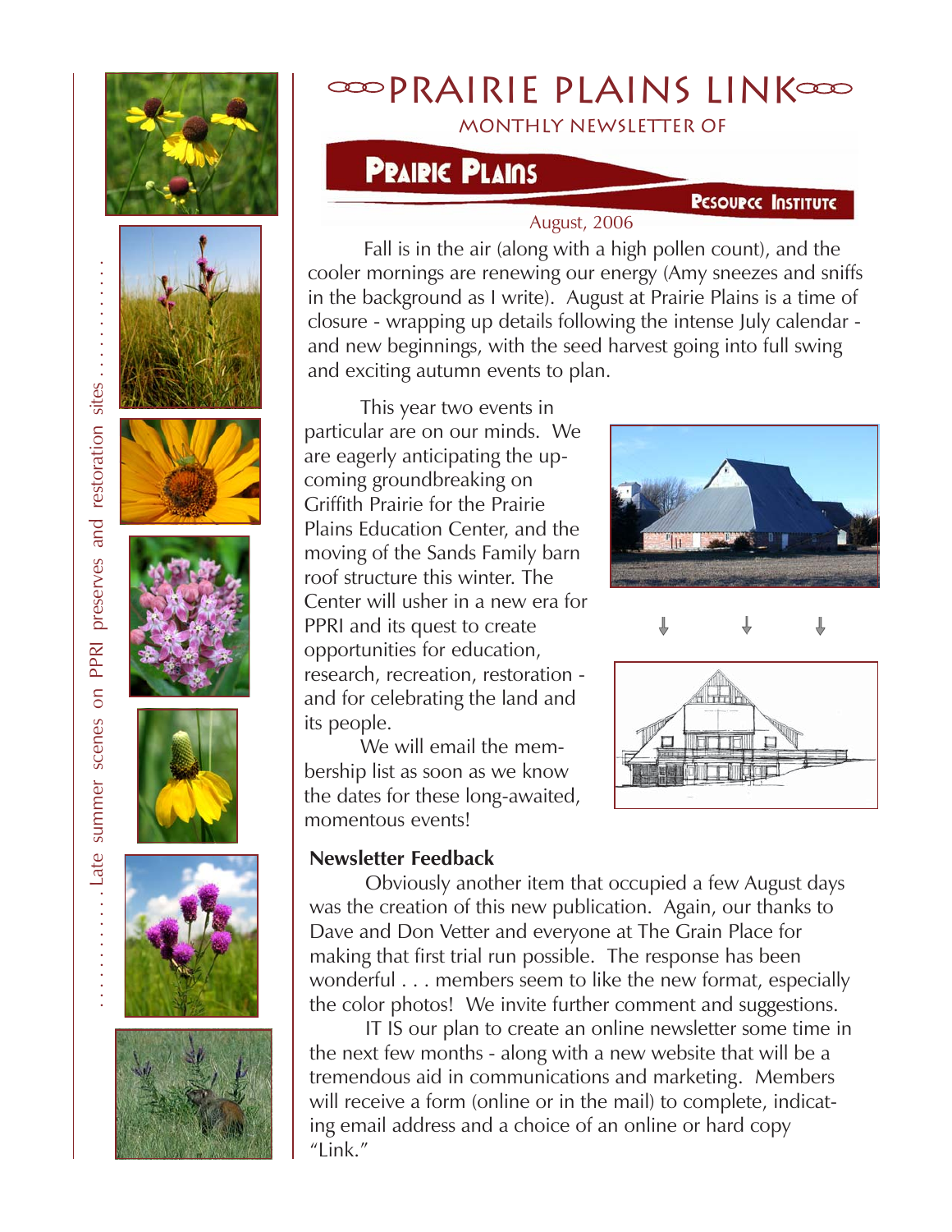# PRAIRIE PLAINS LINK

MONTHLY NEWSLETTER OF

**PRAIRIE PLAINS RESOURCE INSTITUTE**

August, 2006

. . . . . . . . . . . Late summer scenes on PPRI preserves and restoration sites . . . . . . . . . . . . .

Fall is in the air (along with a high pollen count), and the cooler mornings are renewing our energy (Amy sneezes and sniffs in the background as I write). August at Prairie Plains is a time of closure - wrapping up details following the intense July calendar - and new beginnings, with the seed harvest going into full swing and exciting autumn events to plan.

This year two events in particular are on our minds. We are eagerly anticipating the upcoming groundbreaking on Griffith Prairie for the Prairie Plains Education Center, and the moving of the Sands Family barn roof structure this winter. The Center will usher in a new era for PPRI and its quest to create opportunities for education, research, recreation, restoration - and for celebrating the land and its people.

We will email the membership list as soon as we know the dates for these long-awaited, momentous events!

### Newsletter Feedback

Obviously another item that occupied a few August days was the creation of this new publication. Again, our thanks to Dave and Don Vetter and everyone at The Grain Place for making that first trial run possible. The response has been wonderful . . . members seem to like the new format, especially the color photos! We invite further comment and suggestions.

IT IS our plan to create an online newsletter some time in the next few months - along with a new website that will be a tremendous aid in communications and marketing. Members will receive a form (online or in the mail) to complete, indicating email address and a choice of an online or hard copy "Link."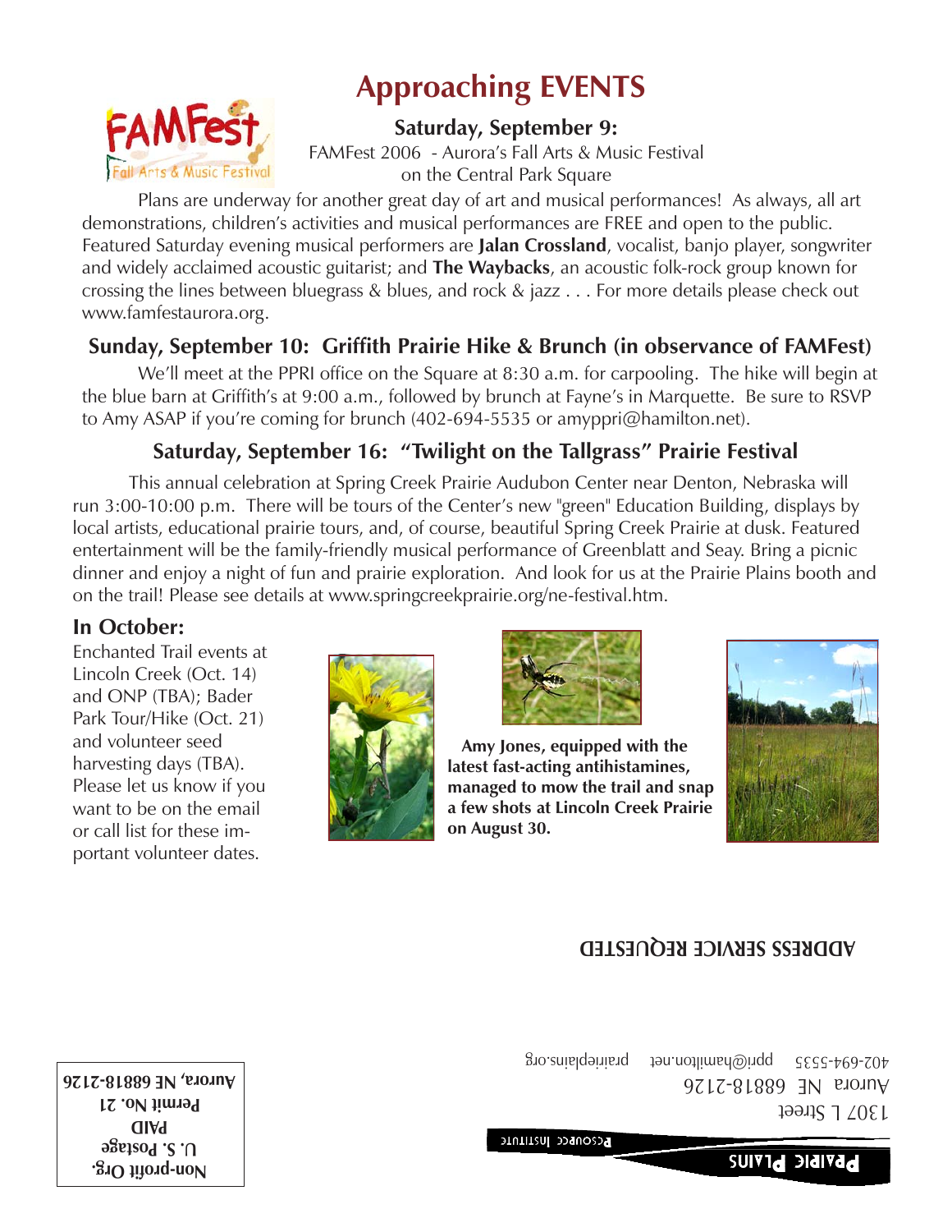# Approaching EVENTS

**Saturday, September 9:**

FAMFest 2006 - Aurora's Fall Arts & Music Festival
on the Central Park Square

Plans are underway for another great day of art and musical performances! As always, all art demonstrations, children's activities and musical performances are FREE and open to the public. Featured Saturday evening musical performers are **Jalan Crossland**, vocalist, banjo player, songwriter and widely acclaimed acoustic guitarist; and **The Waybacks**, an acoustic folk-rock group known for crossing the lines between bluegrass & blues, and rock & jazz . . . For more details please check out www.famfestaurora.org.

## Sunday, September 10: Griffith Prairie Hike & Brunch (in observance of FAMFest)

We'll meet at the PPRI office on the Square at 8:30 a.m. for carpooling. The hike will begin at the blue barn at Griffith's at 9:00 a.m., followed by brunch at Fayne's in Marquette. Be sure to RSVP to Amy ASAP if you're coming for brunch (402-694-5535 or amyppri@hamilton.net).

## Saturday, September 16: "Twilight on the Tallgrass" Prairie Festival

This annual celebration at Spring Creek Prairie Audubon Center near Denton, Nebraska will run 3:00-10:00 p.m. There will be tours of the Center's new "green" Education Building, displays by local artists, educational prairie tours, and, of course, beautiful Spring Creek Prairie at dusk. Featured entertainment will be the family-friendly musical performance of Greenblatt and Seay. Bring a picnic dinner and enjoy a night of fun and prairie exploration. And look for us at the Prairie Plains booth and on the trail! Please see details at www.springcreekprairie.org/ne-festival.htm.

## In October:

Enchanted Trail events at Lincoln Creek (Oct. 14) and ONP (TBA); Bader Park Tour/Hike (Oct. 21) and volunteer seed harvesting days (TBA). Please let us know if you want to be on the email or call list for these important volunteer dates.

**Amy Jones, equipped with the latest fast-acting antihistamines, managed to mow the trail and snap a few shots at Lincoln Creek Prairie on August 30.**

**ADDRESS SERVICE REQUESTED**

Prairie Plains
Resource Institute
1307 L Street
Aurora NE 68818-2126
402-694-5535 ppri@hamilton.net prairieplains.org

**Non-profit Org.**
**U. S. Postage**
**PAID**
**Permit No. 21**
**Aurora, NE 68818-2126**